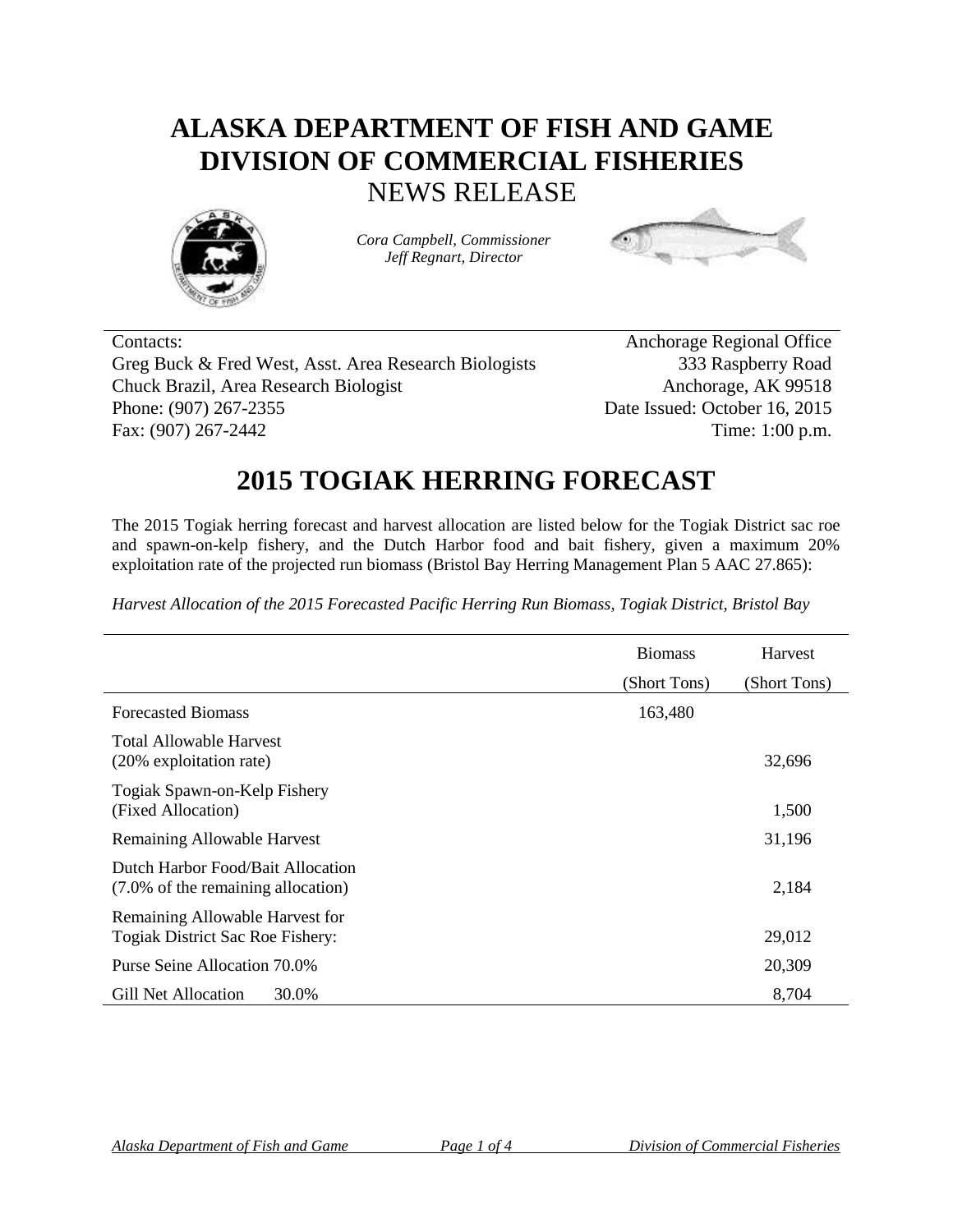# ALASKA DEPARTMENT OF FISH AND GAME
# DIVISION OF COMMERCIAL FISHERIES
## NEWS RELEASE

*Cora Campbell, Commissioner*
*Jeff Regnart, Director*

Contacts:
Greg Buck & Fred West, Asst. Area Research Biologists
Chuck Brazil, Area Research Biologist
Phone: (907) 267-2355
Fax: (907) 267-2442

Anchorage Regional Office
333 Raspberry Road
Anchorage, AK 99518
Date Issued: October 16, 2015
Time: 1:00 p.m.

# 2015 TOGIAK HERRING FORECAST

The 2015 Togiak herring forecast and harvest allocation are listed below for the Togiak District sac roe and spawn-on-kelp fishery, and the Dutch Harbor food and bait fishery, given a maximum 20% exploitation rate of the projected run biomass (Bristol Bay Herring Management Plan 5 AAC 27.865):

*Harvest Allocation of the 2015 Forecasted Pacific Herring Run Biomass, Togiak District, Bristol Bay*

| | Biomass (Short Tons) | Harvest (Short Tons) |
|---|---|---|
| Forecasted Biomass | 163,480 | |
| Total Allowable Harvest (20% exploitation rate) | | 32,696 |
| Togiak Spawn-on-Kelp Fishery (Fixed Allocation) | | 1,500 |
| Remaining Allowable Harvest | | 31,196 |
| Dutch Harbor Food/Bait Allocation (7.0% of the remaining allocation) | | 2,184 |
| Remaining Allowable Harvest for Togiak District Sac Roe Fishery: | | 29,012 |
| Purse Seine Allocation 70.0% | | 20,309 |
| Gill Net Allocation 30.0% | | 8,704 |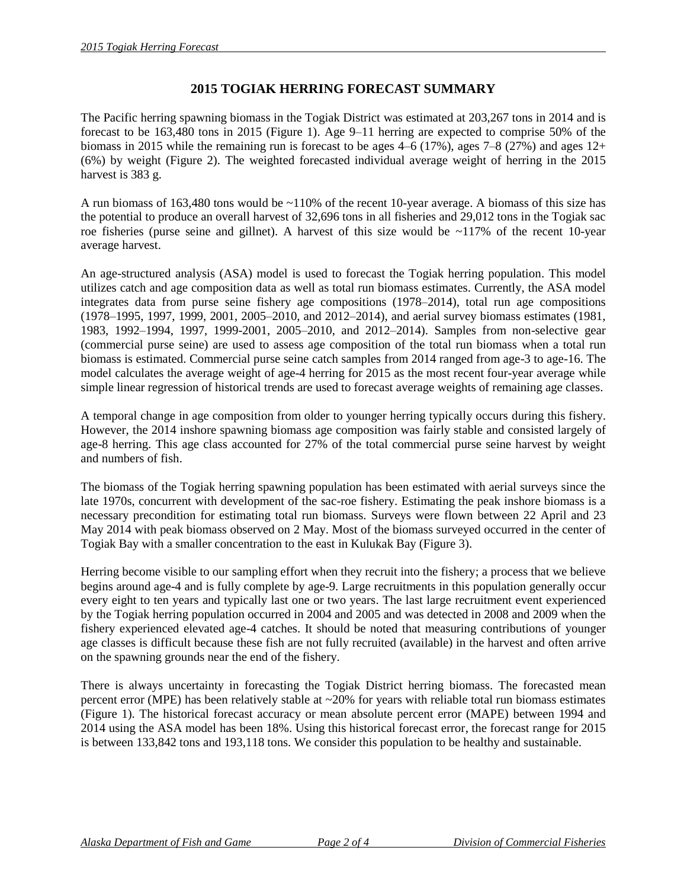# 2015 TOGIAK HERRING FORECAST SUMMARY

The Pacific herring spawning biomass in the Togiak District was estimated at 203,267 tons in 2014 and is forecast to be 163,480 tons in 2015 (Figure 1). Age 9–11 herring are expected to comprise 50% of the biomass in 2015 while the remaining run is forecast to be ages 4–6 (17%), ages 7–8 (27%) and ages 12+ (6%) by weight (Figure 2). The weighted forecasted individual average weight of herring in the 2015 harvest is 383 g.

A run biomass of 163,480 tons would be ~110% of the recent 10-year average. A biomass of this size has the potential to produce an overall harvest of 32,696 tons in all fisheries and 29,012 tons in the Togiak sac roe fisheries (purse seine and gillnet). A harvest of this size would be ~117% of the recent 10-year average harvest.

An age-structured analysis (ASA) model is used to forecast the Togiak herring population. This model utilizes catch and age composition data as well as total run biomass estimates. Currently, the ASA model integrates data from purse seine fishery age compositions (1978–2014), total run age compositions (1978–1995, 1997, 1999, 2001, 2005–2010, and 2012–2014), and aerial survey biomass estimates (1981, 1983, 1992–1994, 1997, 1999-2001, 2005–2010, and 2012–2014). Samples from non-selective gear (commercial purse seine) are used to assess age composition of the total run biomass when a total run biomass is estimated. Commercial purse seine catch samples from 2014 ranged from age-3 to age-16. The model calculates the average weight of age-4 herring for 2015 as the most recent four-year average while simple linear regression of historical trends are used to forecast average weights of remaining age classes.

A temporal change in age composition from older to younger herring typically occurs during this fishery. However, the 2014 inshore spawning biomass age composition was fairly stable and consisted largely of age-8 herring. This age class accounted for 27% of the total commercial purse seine harvest by weight and numbers of fish.

The biomass of the Togiak herring spawning population has been estimated with aerial surveys since the late 1970s, concurrent with development of the sac-roe fishery. Estimating the peak inshore biomass is a necessary precondition for estimating total run biomass. Surveys were flown between 22 April and 23 May 2014 with peak biomass observed on 2 May. Most of the biomass surveyed occurred in the center of Togiak Bay with a smaller concentration to the east in Kulukak Bay (Figure 3).

Herring become visible to our sampling effort when they recruit into the fishery; a process that we believe begins around age-4 and is fully complete by age-9. Large recruitments in this population generally occur every eight to ten years and typically last one or two years. The last large recruitment event experienced by the Togiak herring population occurred in 2004 and 2005 and was detected in 2008 and 2009 when the fishery experienced elevated age-4 catches. It should be noted that measuring contributions of younger age classes is difficult because these fish are not fully recruited (available) in the harvest and often arrive on the spawning grounds near the end of the fishery.

There is always uncertainty in forecasting the Togiak District herring biomass. The forecasted mean percent error (MPE) has been relatively stable at ~20% for years with reliable total run biomass estimates (Figure 1). The historical forecast accuracy or mean absolute percent error (MAPE) between 1994 and 2014 using the ASA model has been 18%. Using this historical forecast error, the forecast range for 2015 is between 133,842 tons and 193,118 tons. We consider this population to be healthy and sustainable.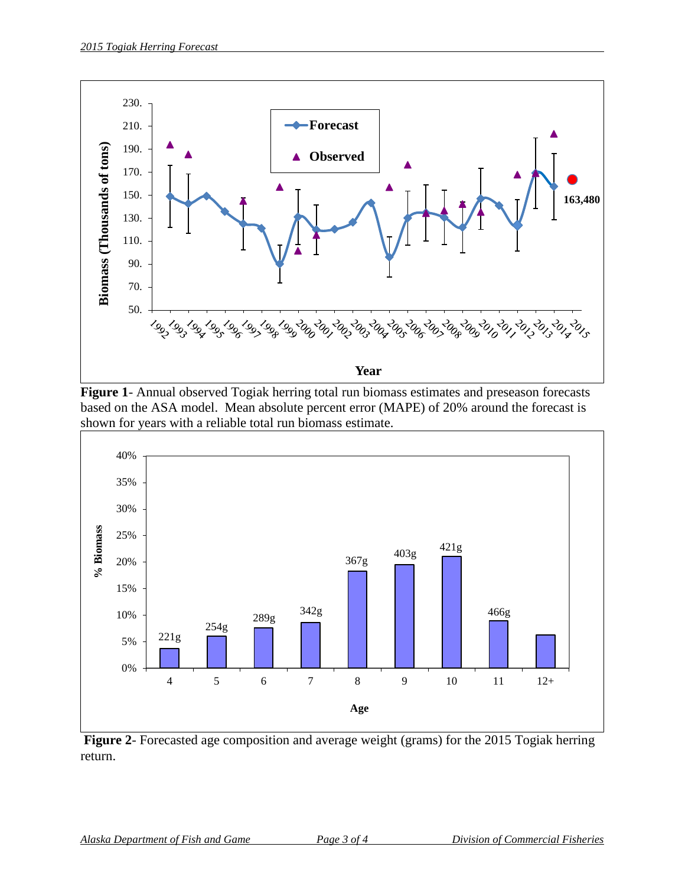**Figure 1**- Annual observed Togiak herring total run biomass estimates and preseason forecasts based on the ASA model. Mean absolute percent error (MAPE) of 20% around the forecast is shown for years with a reliable total run biomass estimate.

**Figure 2**- Forecasted age composition and average weight (grams) for the 2015 Togiak herring return.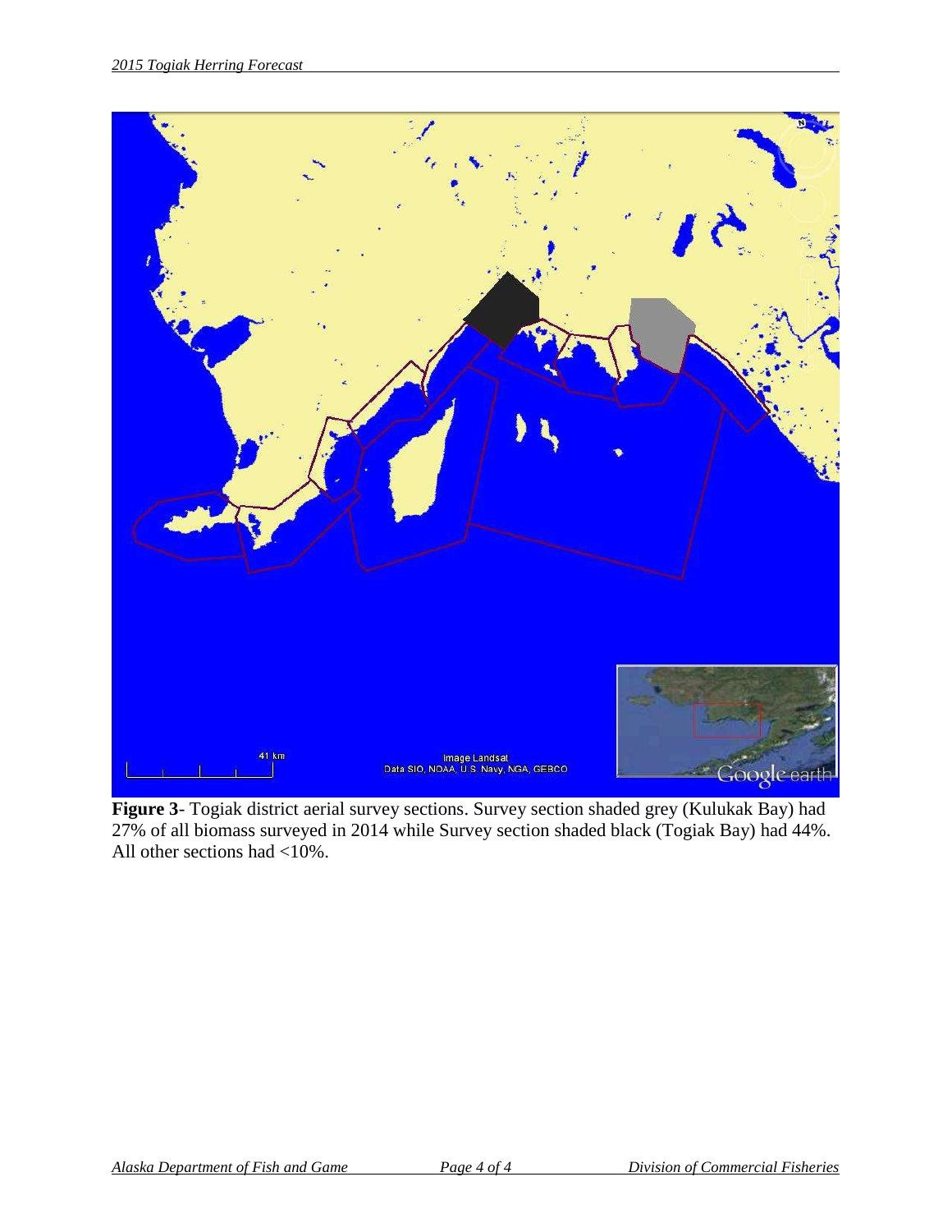41 km

Image Landsat
Data SIO, NOAA, U.S. Navy, NGA, GEBCO

Google earth

**Figure 3**- Togiak district aerial survey sections. Survey section shaded grey (Kulukak Bay) had 27% of all biomass surveyed in 2014 while Survey section shaded black (Togiak Bay) had 44%. All other sections had <10%.